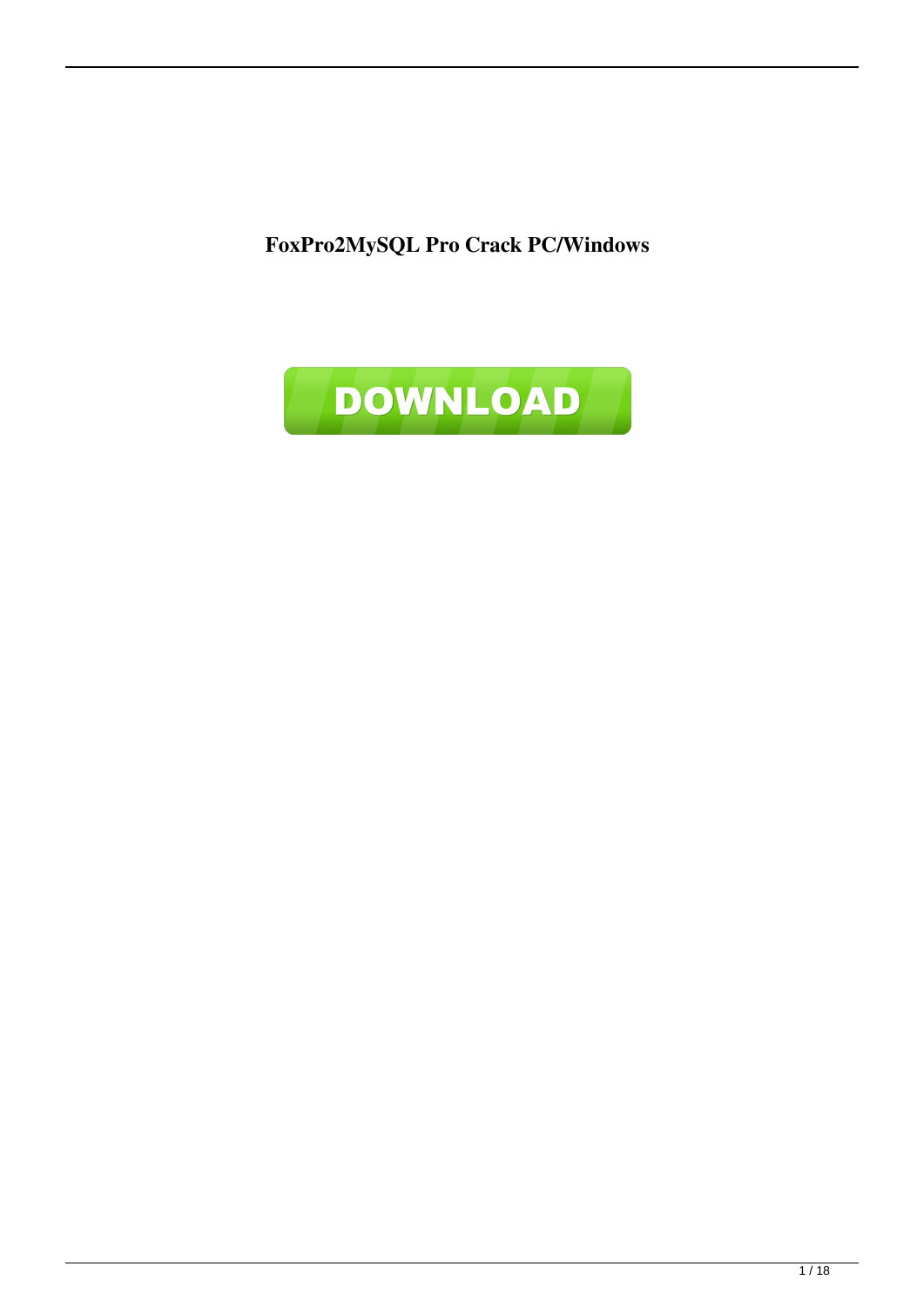**FoxPro2MySQL Pro Crack PC/Windows**

DOWNLOAD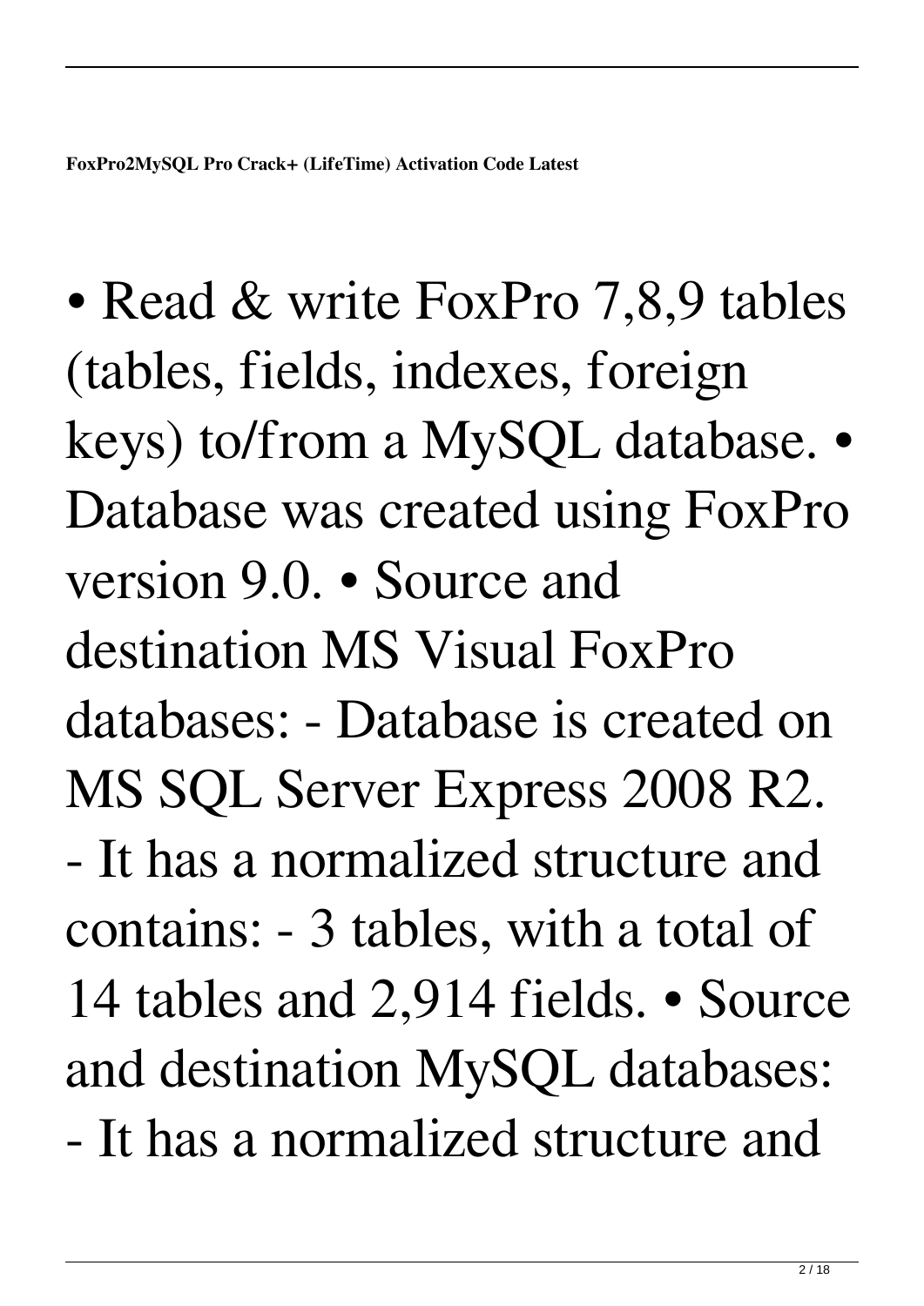**FoxPro2MySQL Pro Crack+ (LifeTime) Activation Code Latest**

• Read & write FoxPro 7,8,9 tables (tables, fields, indexes, foreign keys) to/from a MySQL database. • Database was created using FoxPro version 9.0. • Source and destination MS Visual FoxPro databases: - Database is created on MS SQL Server Express 2008 R2. - It has a normalized structure and contains: - 3 tables, with a total of 14 tables and 2,914 fields. • Source and destination MySQL databases: - It has a normalized structure and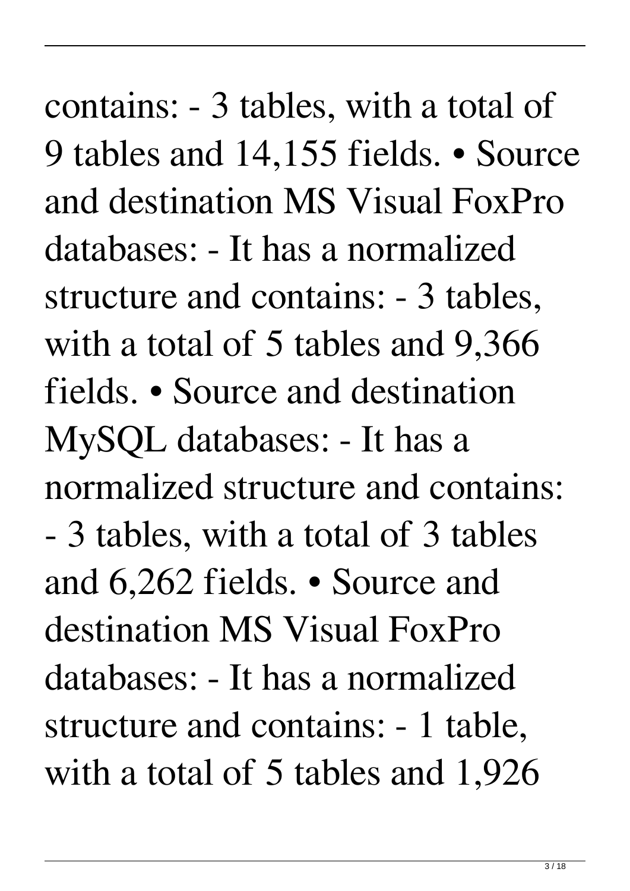contains: - 3 tables, with a total of 9 tables and 14,155 fields. • Source and destination MS Visual FoxPro databases: - It has a normalized structure and contains: - 3 tables, with a total of 5 tables and 9,366 fields. • Source and destination MySQL databases: - It has a normalized structure and contains: - 3 tables, with a total of 3 tables and 6,262 fields. • Source and destination MS Visual FoxPro databases: - It has a normalized structure and contains: - 1 table, with a total of 5 tables and 1,926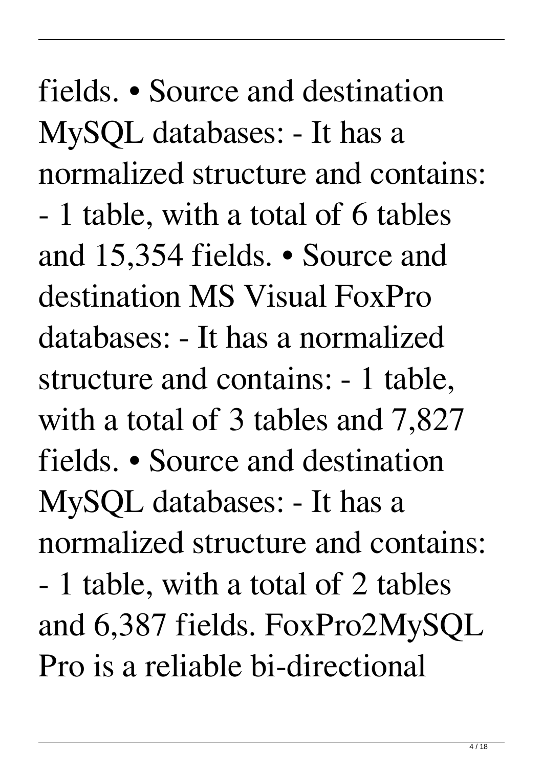fields. • Source and destination MySQL databases: - It has a normalized structure and contains: - 1 table, with a total of 6 tables and 15,354 fields. • Source and destination MS Visual FoxPro databases: - It has a normalized structure and contains: - 1 table, with a total of 3 tables and 7,827 fields. • Source and destination MySQL databases: - It has a normalized structure and contains: - 1 table, with a total of 2 tables and 6,387 fields. FoxPro2MySQL Pro is a reliable bi-directional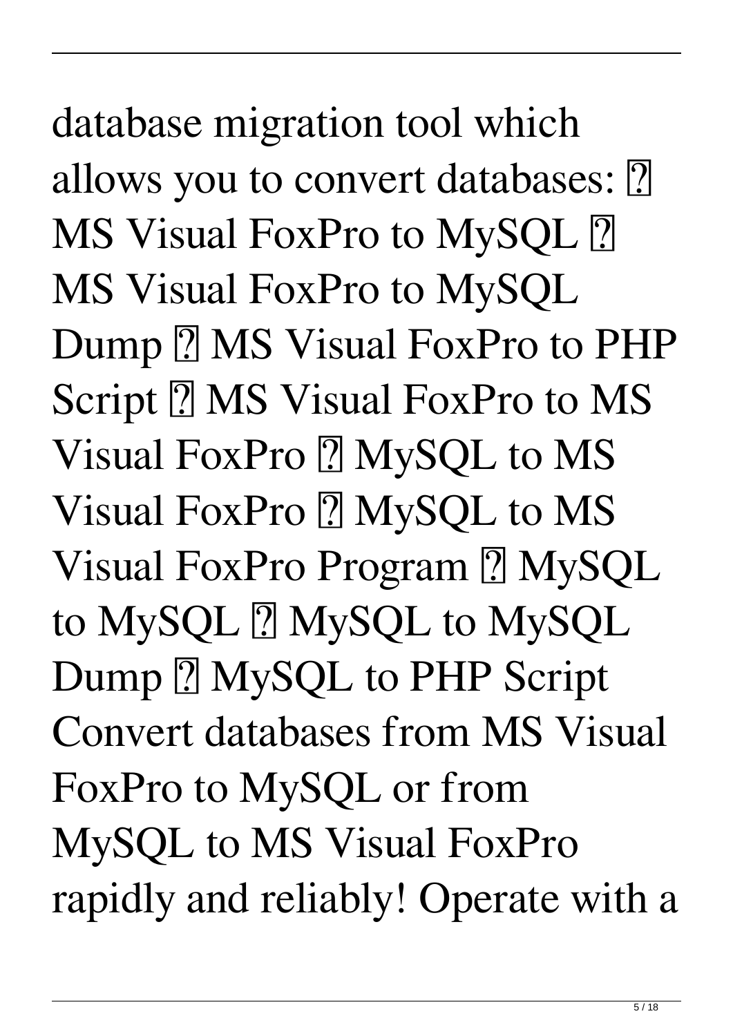database migration tool which allows you to convert databases: ? MS Visual FoxPro to MySQL ? MS Visual FoxPro to MySQL Dump ? MS Visual FoxPro to PHP Script ? MS Visual FoxPro to MS Visual FoxPro ? MySQL to MS Visual FoxPro ? MySQL to MS Visual FoxPro Program ? MySQL to MySQL ? MySQL to MySQL Dump ? MySQL to PHP Script Convert databases from MS Visual FoxPro to MySQL or from MySQL to MS Visual FoxPro rapidly and reliably! Operate with a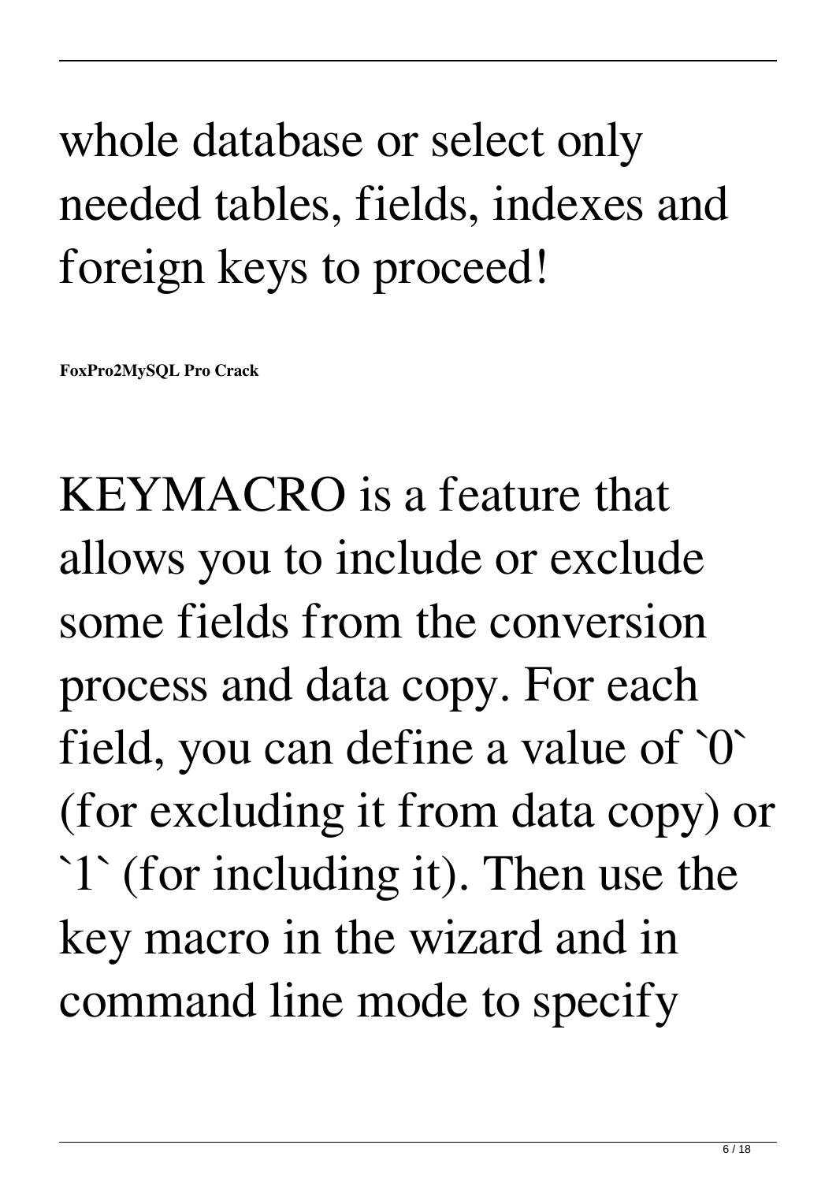whole database or select only needed tables, fields, indexes and foreign keys to proceed!

**FoxPro2MySQL Pro Crack**

KEYMACRO is a feature that allows you to include or exclude some fields from the conversion process and data copy. For each field, you can define a value of `0` (for excluding it from data copy) or `1` (for including it). Then use the key macro in the wizard and in command line mode to specify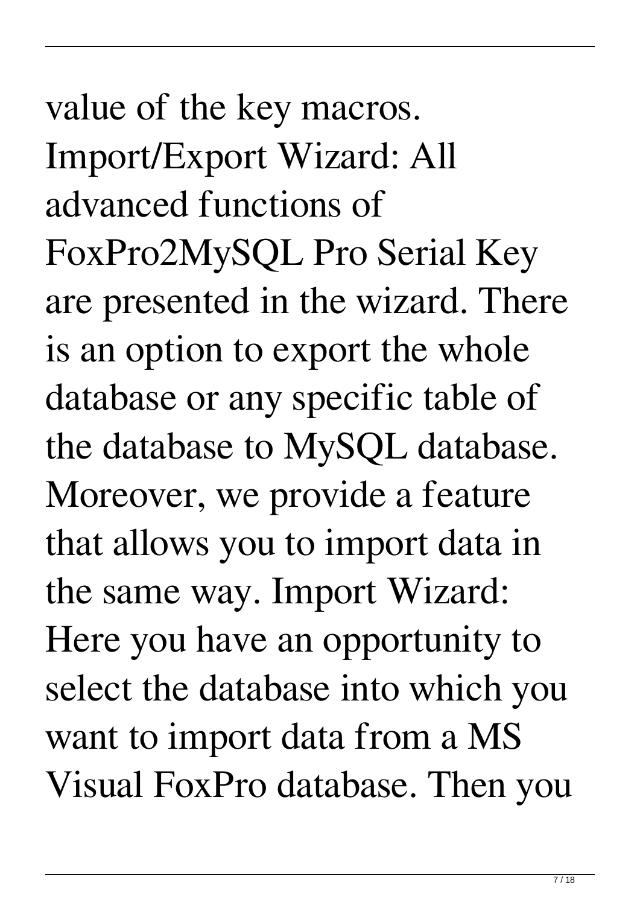value of the key macros. Import/Export Wizard: All advanced functions of FoxPro2MySQL Pro Serial Key are presented in the wizard. There is an option to export the whole database or any specific table of the database to MySQL database. Moreover, we provide a feature that allows you to import data in the same way. Import Wizard: Here you have an opportunity to select the database into which you want to import data from a MS Visual FoxPro database. Then you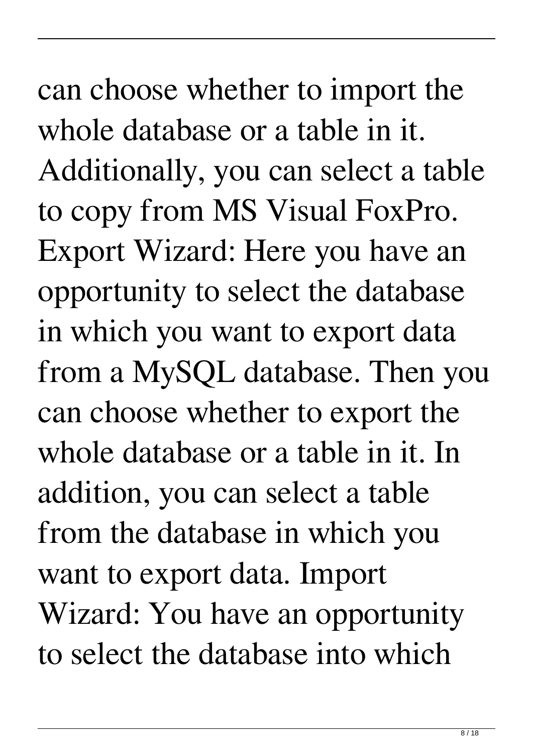can choose whether to import the whole database or a table in it. Additionally, you can select a table to copy from MS Visual FoxPro. Export Wizard: Here you have an opportunity to select the database in which you want to export data from a MySQL database. Then you can choose whether to export the whole database or a table in it. In addition, you can select a table from the database in which you want to export data. Import Wizard: You have an opportunity to select the database into which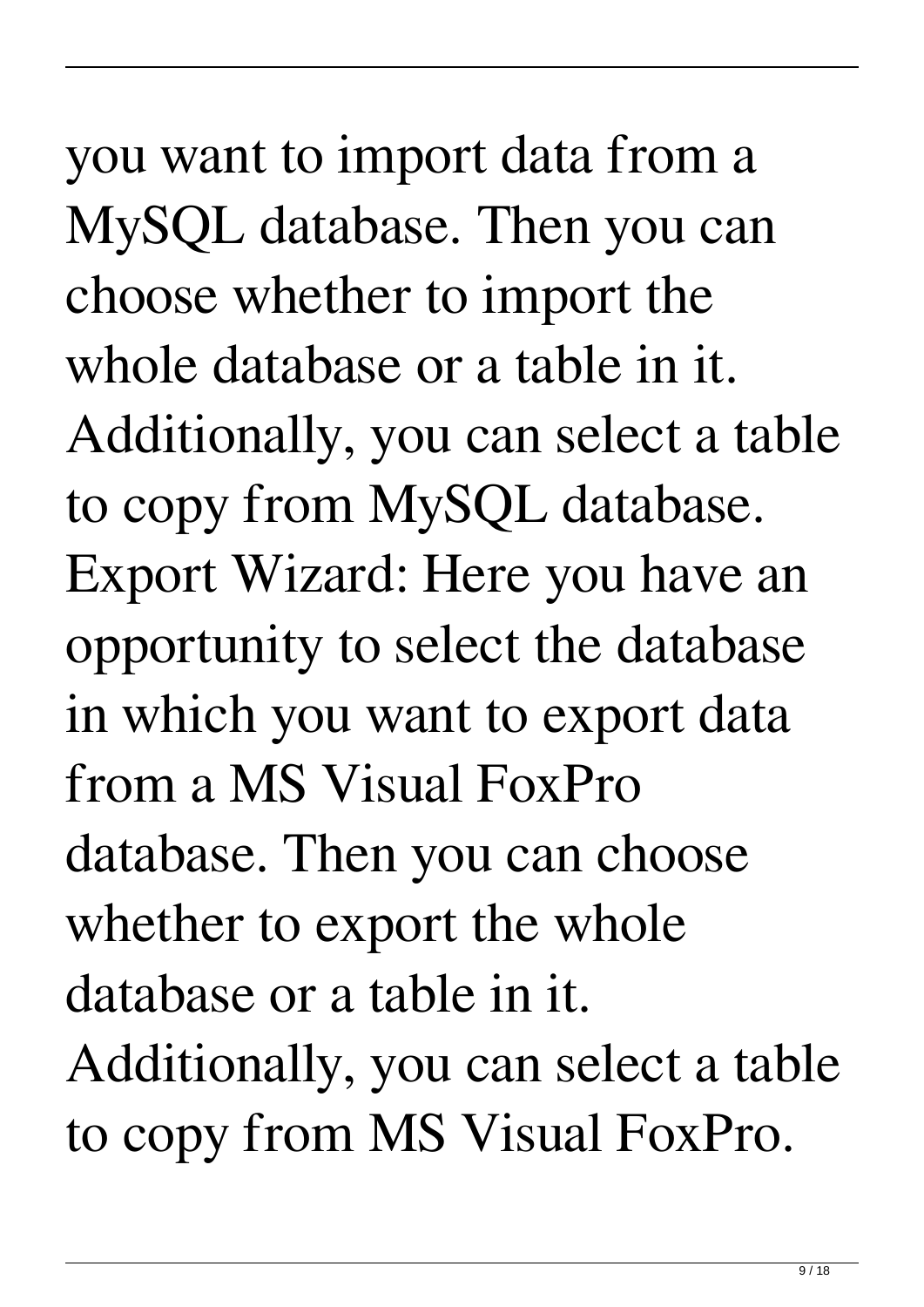you want to import data from a MySQL database. Then you can choose whether to import the whole database or a table in it. Additionally, you can select a table to copy from MySQL database. Export Wizard: Here you have an opportunity to select the database in which you want to export data from a MS Visual FoxPro database. Then you can choose whether to export the whole database or a table in it. Additionally, you can select a table to copy from MS Visual FoxPro.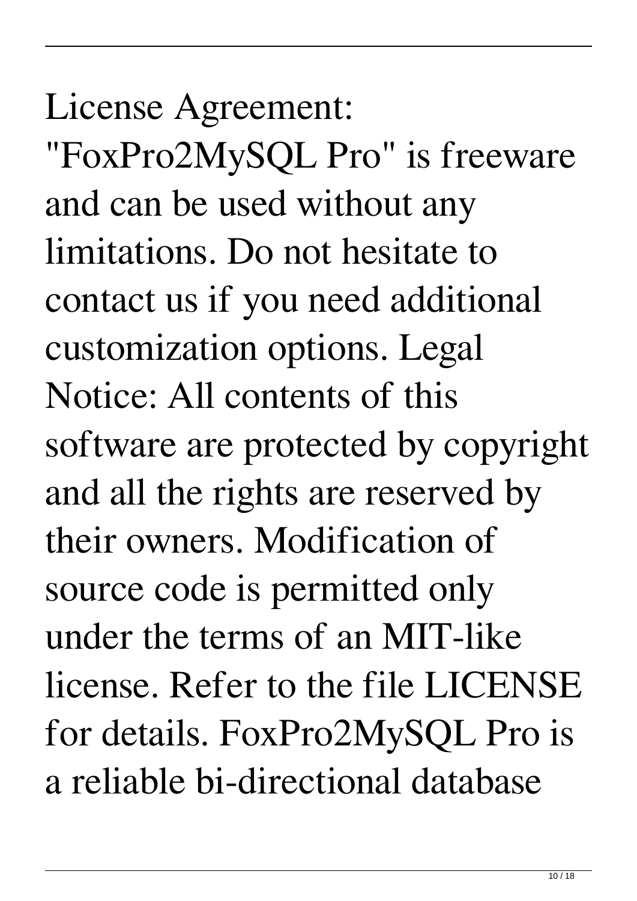License Agreement: "FoxPro2MySQL Pro" is freeware and can be used without any limitations. Do not hesitate to contact us if you need additional customization options. Legal Notice: All contents of this software are protected by copyright and all the rights are reserved by their owners. Modification of source code is permitted only under the terms of an MIT-like license. Refer to the file LICENSE for details. FoxPro2MySQL Pro is a reliable bi-directional database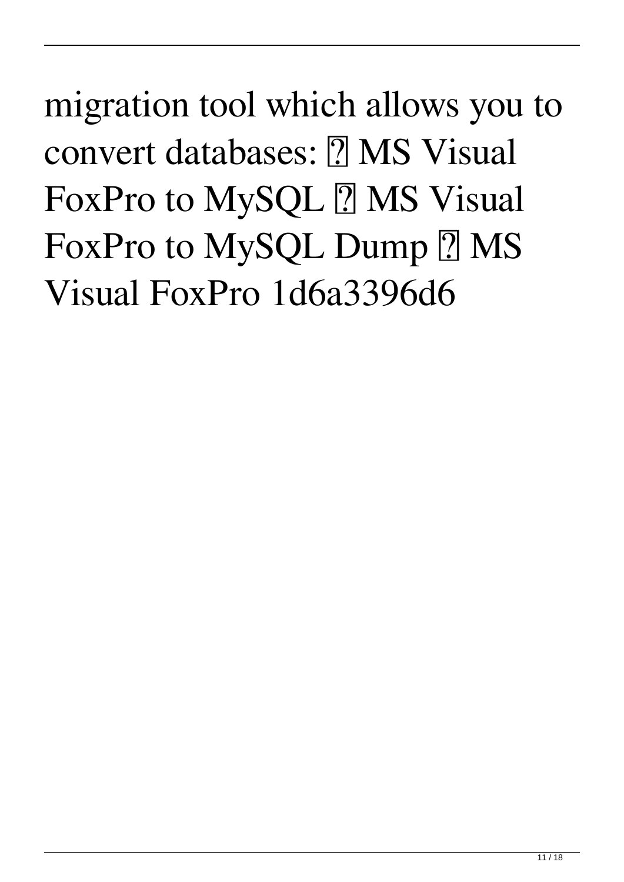migration tool which allows you to convert databases: ⧉ MS Visual FoxPro to MySQL ⧉ MS Visual FoxPro to MySQL Dump ⧉ MS Visual FoxPro 1d6a3396d6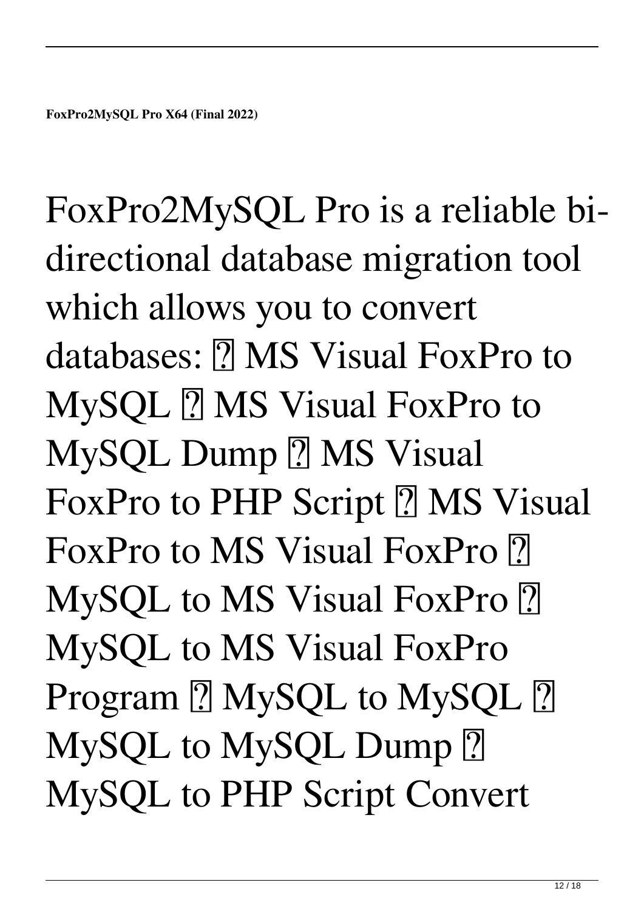**FoxPro2MySQL Pro X64 (Final 2022)**

FoxPro2MySQL Pro is a reliable bi-directional database migration tool which allows you to convert databases: ⍰ MS Visual FoxPro to MySQL ⍰ MS Visual FoxPro to MySQL Dump ⍰ MS Visual FoxPro to PHP Script ⍰ MS Visual FoxPro to MS Visual FoxPro ⍰ MySQL to MS Visual FoxPro ⍰ MySQL to MS Visual FoxPro Program ⍰ MySQL to MySQL ⍰ MySQL to MySQL Dump ⍰ MySQL to PHP Script Convert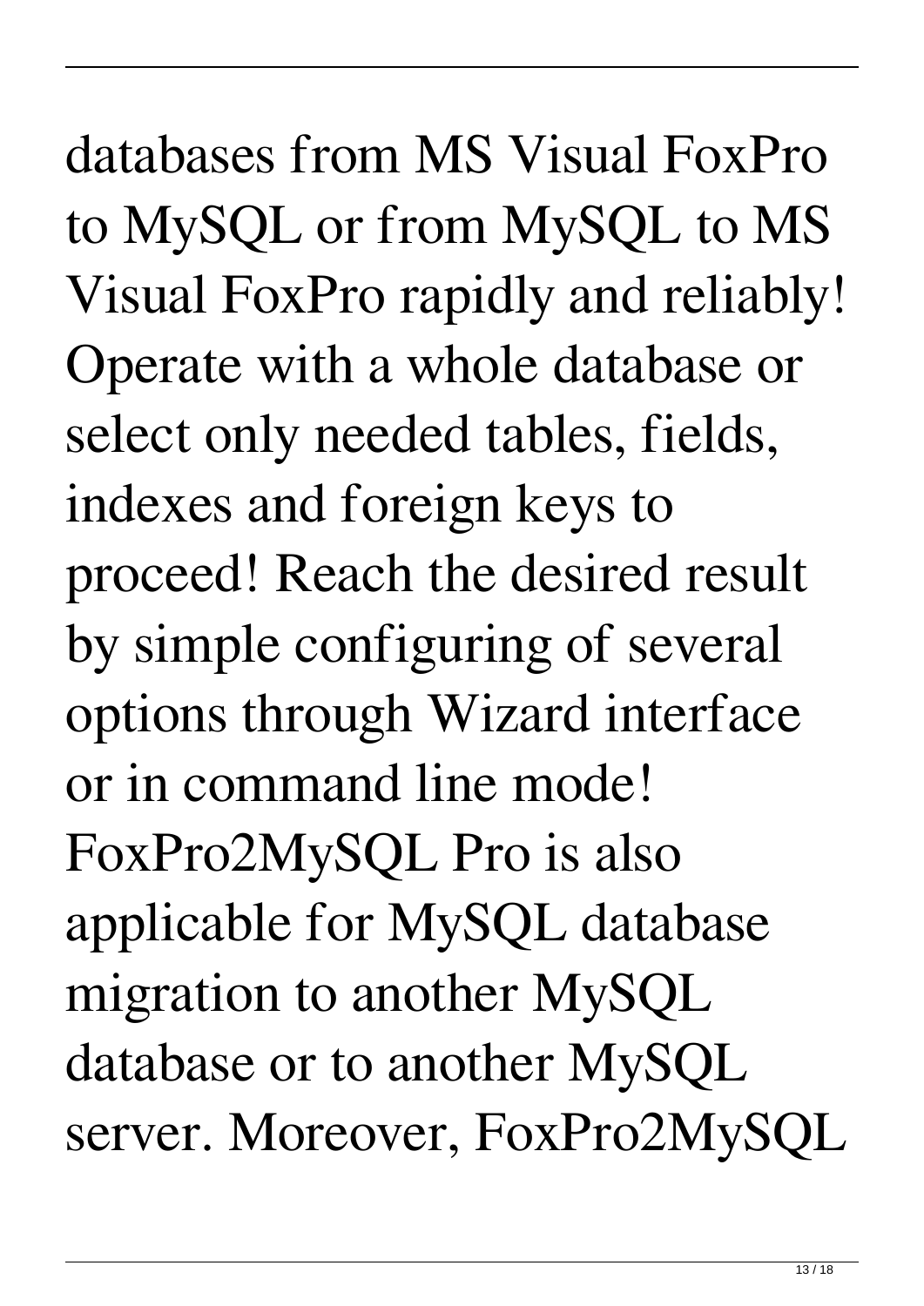databases from MS Visual FoxPro to MySQL or from MySQL to MS Visual FoxPro rapidly and reliably! Operate with a whole database or select only needed tables, fields, indexes and foreign keys to proceed! Reach the desired result by simple configuring of several options through Wizard interface or in command line mode! FoxPro2MySQL Pro is also applicable for MySQL database migration to another MySQL database or to another MySQL server. Moreover, FoxPro2MySQL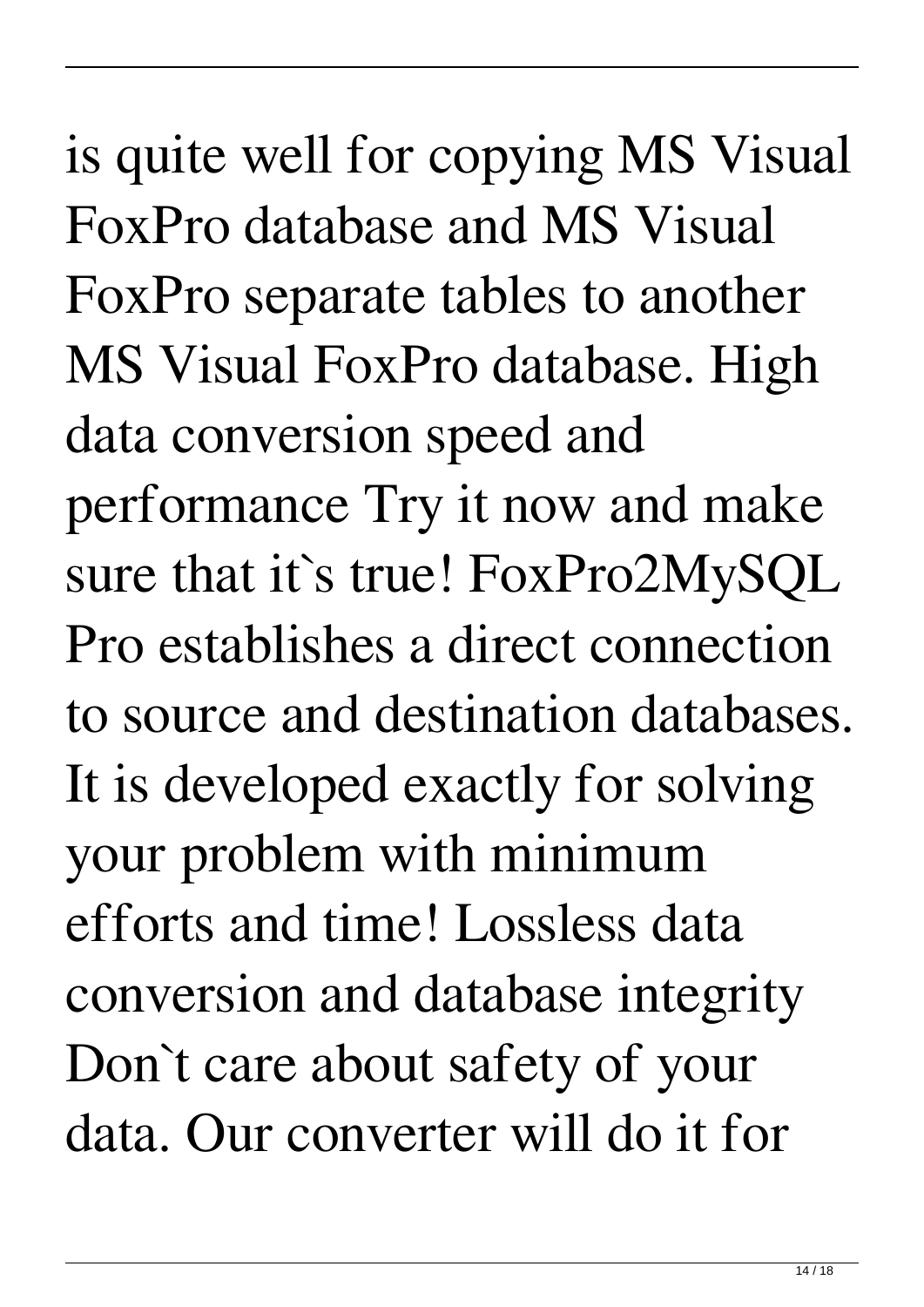is quite well for copying MS Visual FoxPro database and MS Visual FoxPro separate tables to another MS Visual FoxPro database. High data conversion speed and performance Try it now and make sure that it`s true! FoxPro2MySQL Pro establishes a direct connection to source and destination databases. It is developed exactly for solving your problem with minimum efforts and time! Lossless data conversion and database integrity Don`t care about safety of your data. Our converter will do it for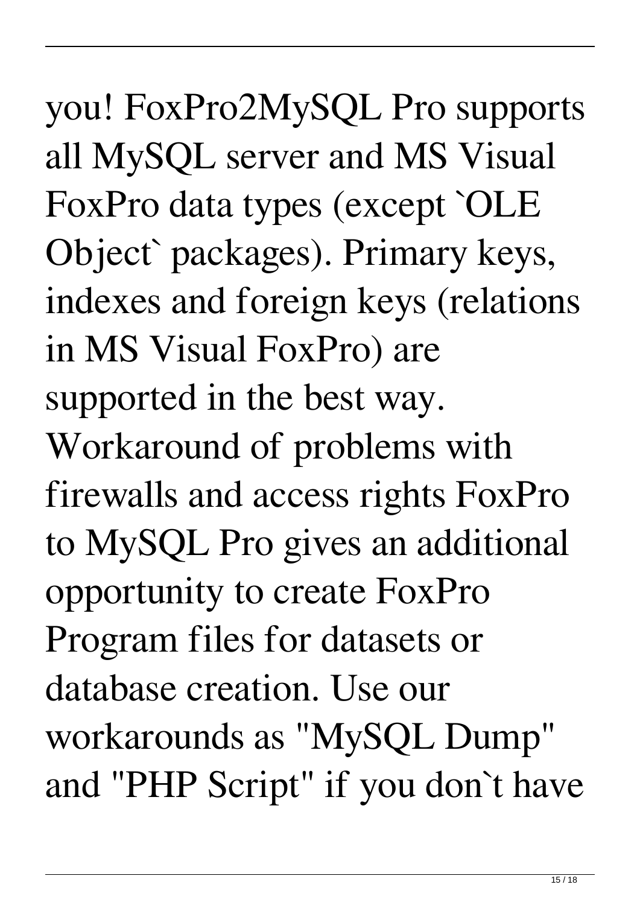you! FoxPro2MySQL Pro supports all MySQL server and MS Visual FoxPro data types (except `OLE Object` packages). Primary keys, indexes and foreign keys (relations in MS Visual FoxPro) are supported in the best way. Workaround of problems with firewalls and access rights FoxPro to MySQL Pro gives an additional opportunity to create FoxPro Program files for datasets or database creation. Use our workarounds as "MySQL Dump" and "PHP Script" if you don`t have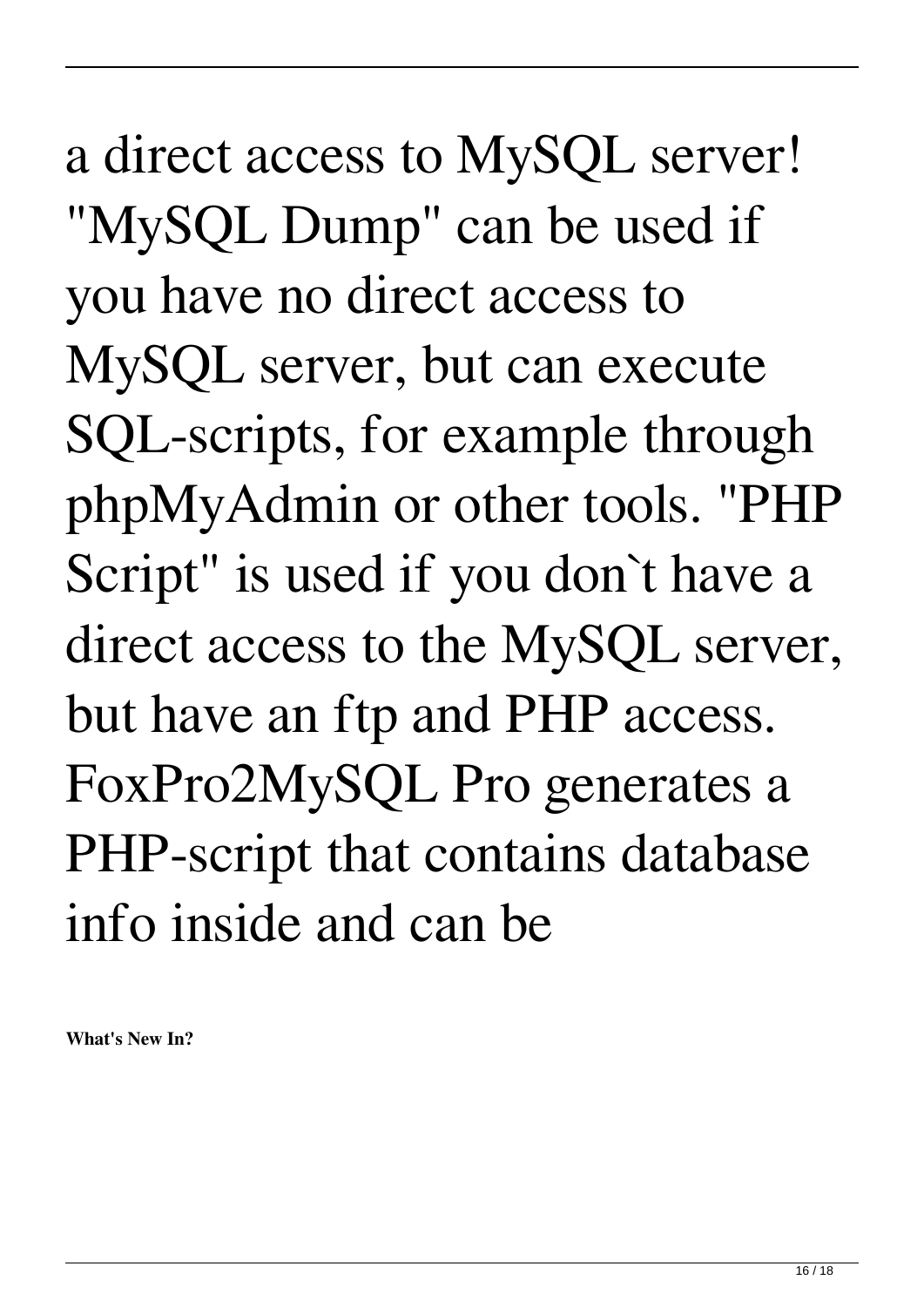a direct access to MySQL server! "MySQL Dump" can be used if you have no direct access to MySQL server, but can execute SQL-scripts, for example through phpMyAdmin or other tools. "PHP Script" is used if you don`t have a direct access to the MySQL server, but have an ftp and PHP access. FoxPro2MySQL Pro generates a PHP-script that contains database info inside and can be

**What's New In?**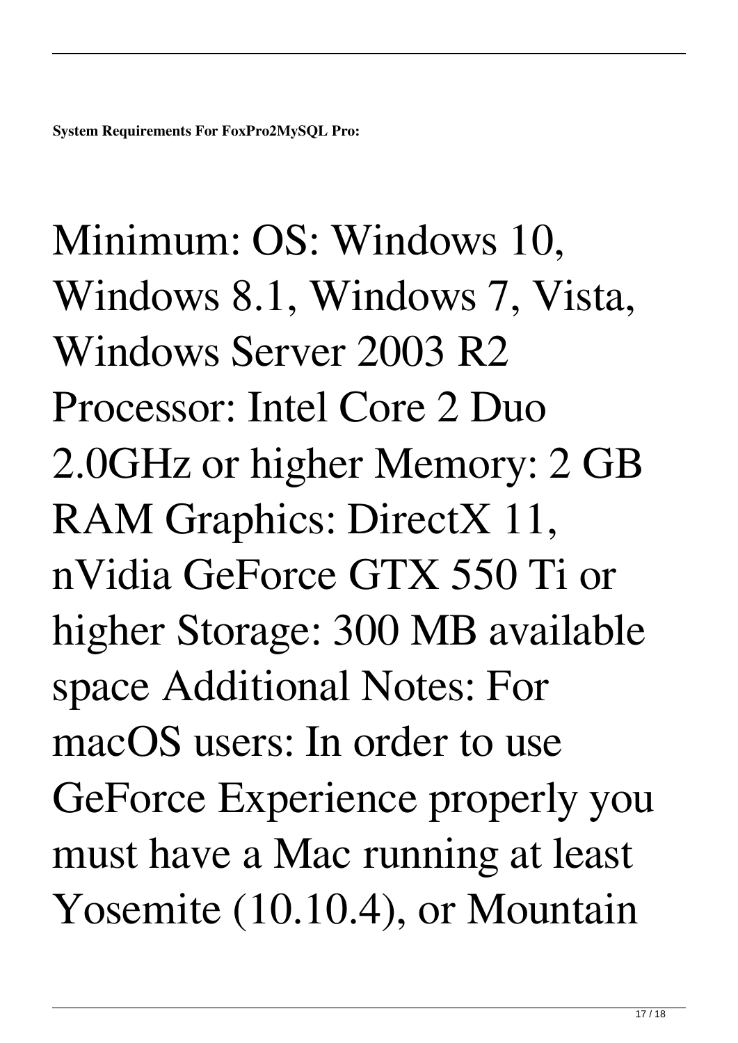**System Requirements For FoxPro2MySQL Pro:**

Minimum: OS: Windows 10, Windows 8.1, Windows 7, Vista, Windows Server 2003 R2 Processor: Intel Core 2 Duo 2.0GHz or higher Memory: 2 GB RAM Graphics: DirectX 11, nVidia GeForce GTX 550 Ti or higher Storage: 300 MB available space Additional Notes: For macOS users: In order to use GeForce Experience properly you must have a Mac running at least Yosemite (10.10.4), or Mountain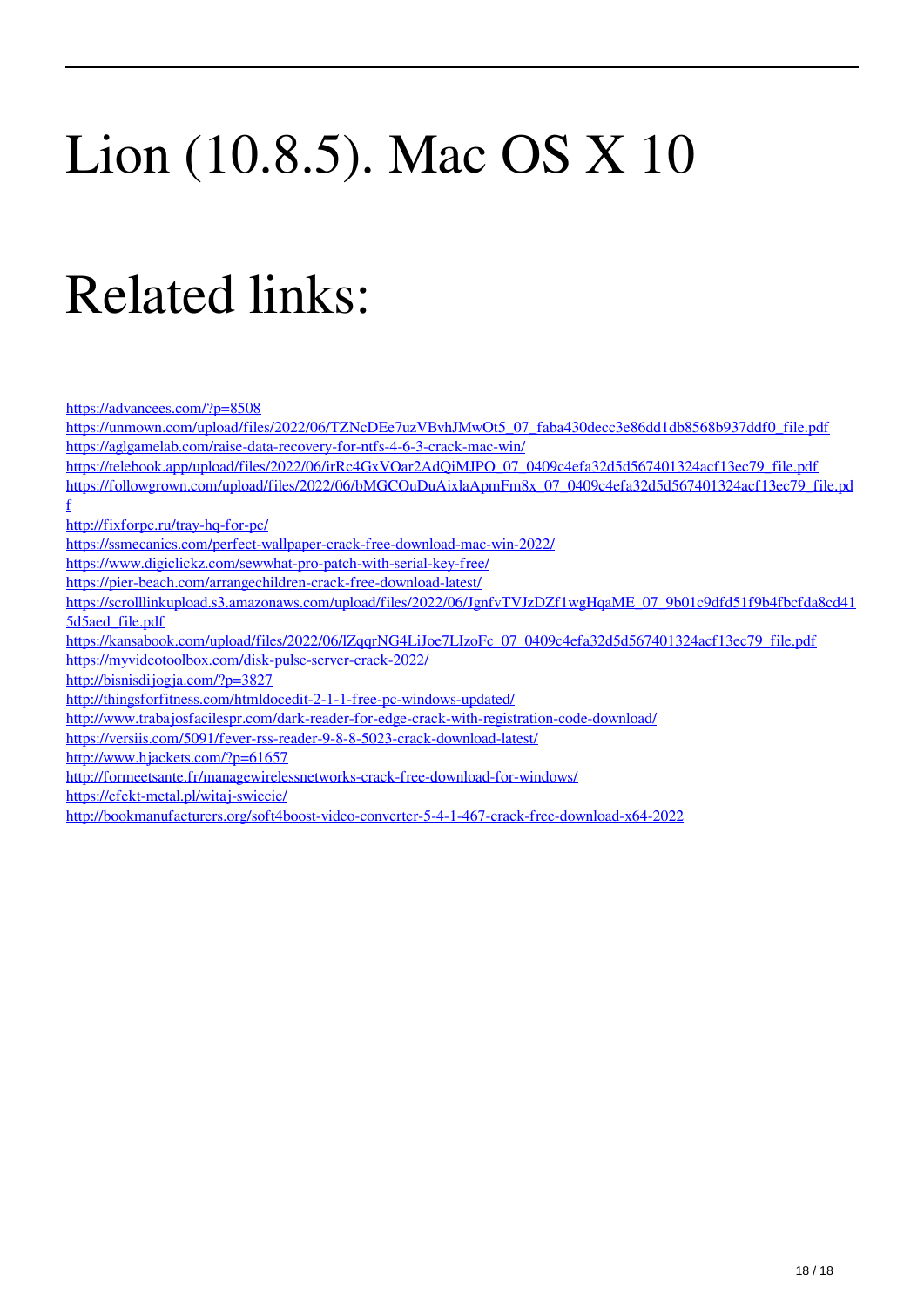# Lion (10.8.5). Mac OS X 10

# Related links:

https://advancees.com/?p=8508
https://unmown.com/upload/files/2022/06/TZNcDEe7uzVBvhJMwOt5_07_faba430decc3e86dd1db8568b937ddf0_file.pdf
https://aglgamelab.com/raise-data-recovery-for-ntfs-4-6-3-crack-mac-win/
https://telebook.app/upload/files/2022/06/irRc4GxVOar2AdQiMJPO_07_0409c4efa32d5d567401324acf13ec79_file.pdf
https://followgrown.com/upload/files/2022/06/bMGCOuDuAixlaApmFm8x_07_0409c4efa32d5d567401324acf13ec79_file.pdf
http://fixforpc.ru/tray-hq-for-pc/
https://ssmecanics.com/perfect-wallpaper-crack-free-download-mac-win-2022/
https://www.digiclickz.com/sewwhat-pro-patch-with-serial-key-free/
https://pier-beach.com/arrangechildren-crack-free-download-latest/
https://scrolllinkupload.s3.amazonaws.com/upload/files/2022/06/JgnfvTVJzDZf1wgHqaME_07_9b01c9dfd51f9b4fbcfda8cd415d5aed_file.pdf
https://kansabook.com/upload/files/2022/06/lZqqrNG4LiJoe7LIzoFc_07_0409c4efa32d5d567401324acf13ec79_file.pdf
https://myvideotoolbox.com/disk-pulse-server-crack-2022/
http://bisnisdijogja.com/?p=3827
http://thingsforfitness.com/htmldocedit-2-1-1-free-pc-windows-updated/
http://www.trabajosfacilespr.com/dark-reader-for-edge-crack-with-registration-code-download/
https://versiis.com/5091/fever-rss-reader-9-8-8-5023-crack-download-latest/
http://www.hjackets.com/?p=61657
http://formeetsante.fr/managewirelessnetworks-crack-free-download-for-windows/
https://efekt-metal.pl/witaj-swiecie/
http://bookmanufacturers.org/soft4boost-video-converter-5-4-1-467-crack-free-download-x64-2022